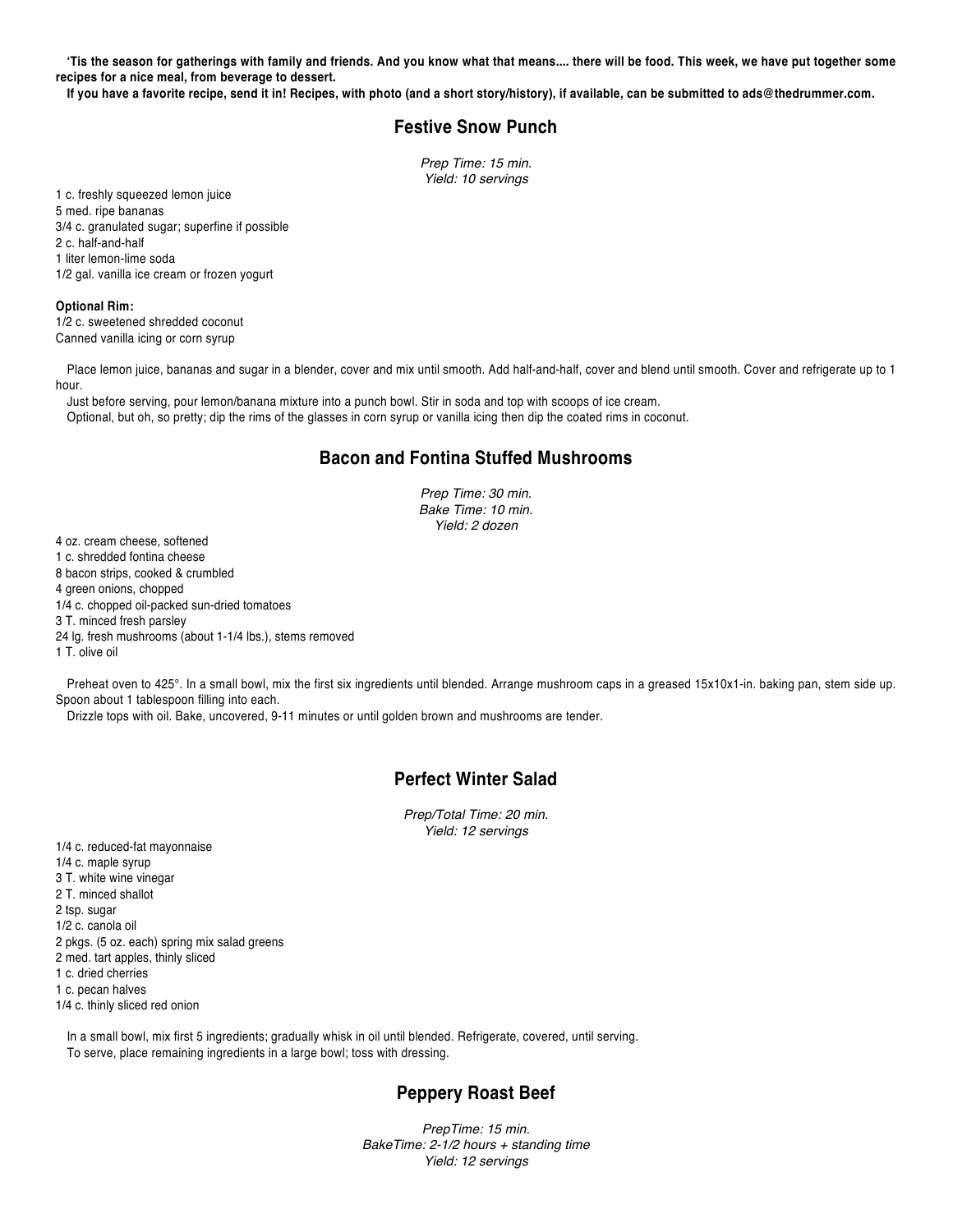**'Tis the season for gatherings with family and friends. And you know what that means.... there will be food. This week, we have put together some recipes for a nice meal, from beverage to dessert.**

**If you have a favorite recipe, send it in! Recipes, with photo (and a short story/history), if available, can be submitted to ads@thedrummer.com.**

## Festive Snow Punch

*Prep Time: 15 min.*
*Yield: 10 servings*

1 c. freshly squeezed lemon juice
5 med. ripe bananas
3/4 c. granulated sugar; superfine if possible
2 c. half-and-half
1 liter lemon-lime soda
1/2 gal. vanilla ice cream or frozen yogurt

**Optional Rim:**
1/2 c. sweetened shredded coconut
Canned vanilla icing or corn syrup

Place lemon juice, bananas and sugar in a blender, cover and mix until smooth. Add half-and-half, cover and blend until smooth. Cover and refrigerate up to 1 hour.

Just before serving, pour lemon/banana mixture into a punch bowl. Stir in soda and top with scoops of ice cream.

Optional, but oh, so pretty; dip the rims of the glasses in corn syrup or vanilla icing then dip the coated rims in coconut.

## Bacon and Fontina Stuffed Mushrooms

*Prep Time: 30 min.*
*Bake Time: 10 min.*
*Yield: 2 dozen*

4 oz. cream cheese, softened
1 c. shredded fontina cheese
8 bacon strips, cooked & crumbled
4 green onions, chopped
1/4 c. chopped oil-packed sun-dried tomatoes
3 T. minced fresh parsley
24 lg. fresh mushrooms (about 1-1/4 lbs.), stems removed
1 T. olive oil

Preheat oven to 425°. In a small bowl, mix the first six ingredients until blended. Arrange mushroom caps in a greased 15x10x1-in. baking pan, stem side up. Spoon about 1 tablespoon filling into each.

Drizzle tops with oil. Bake, uncovered, 9-11 minutes or until golden brown and mushrooms are tender.

## Perfect Winter Salad

*Prep/Total Time: 20 min.*
*Yield: 12 servings*

1/4 c. reduced-fat mayonnaise
1/4 c. maple syrup
3 T. white wine vinegar
2 T. minced shallot
2 tsp. sugar
1/2 c. canola oil
2 pkgs. (5 oz. each) spring mix salad greens
2 med. tart apples, thinly sliced
1 c. dried cherries
1 c. pecan halves
1/4 c. thinly sliced red onion

In a small bowl, mix first 5 ingredients; gradually whisk in oil until blended. Refrigerate, covered, until serving.

To serve, place remaining ingredients in a large bowl; toss with dressing.

## Peppery Roast Beef

*PrepTime: 15 min.*
*BakeTime: 2-1/2 hours + standing time*
*Yield: 12 servings*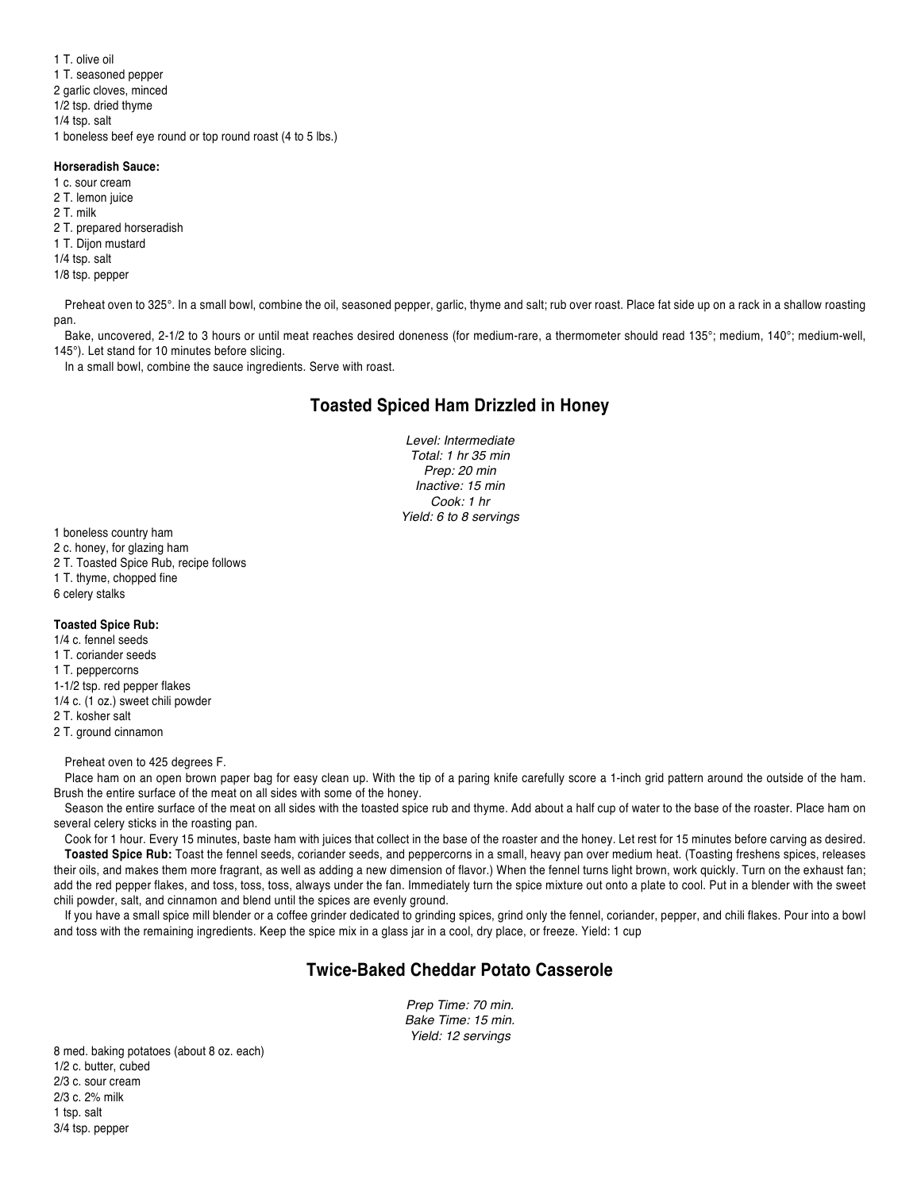1 T. olive oil
1 T. seasoned pepper
2 garlic cloves, minced
1/2 tsp. dried thyme
1/4 tsp. salt
1 boneless beef eye round or top round roast (4 to 5 lbs.)

**Horseradish Sauce:**
1 c. sour cream
2 T. lemon juice
2 T. milk
2 T. prepared horseradish
1 T. Dijon mustard
1/4 tsp. salt
1/8 tsp. pepper

Preheat oven to 325°. In a small bowl, combine the oil, seasoned pepper, garlic, thyme and salt; rub over roast. Place fat side up on a rack in a shallow roasting pan.

Bake, uncovered, 2-1/2 to 3 hours or until meat reaches desired doneness (for medium-rare, a thermometer should read 135°; medium, 140°; medium-well, 145°). Let stand for 10 minutes before slicing.

In a small bowl, combine the sauce ingredients. Serve with roast.

## Toasted Spiced Ham Drizzled in Honey

*Level: Intermediate*
*Total: 1 hr 35 min*
*Prep: 20 min*
*Inactive: 15 min*
*Cook: 1 hr*
*Yield: 6 to 8 servings*

1 boneless country ham
2 c. honey, for glazing ham
2 T. Toasted Spice Rub, recipe follows
1 T. thyme, chopped fine
6 celery stalks

**Toasted Spice Rub:**
1/4 c. fennel seeds
1 T. coriander seeds
1 T. peppercorns
1-1/2 tsp. red pepper flakes
1/4 c. (1 oz.) sweet chili powder
2 T. kosher salt
2 T. ground cinnamon

Preheat oven to 425 degrees F.

Place ham on an open brown paper bag for easy clean up. With the tip of a paring knife carefully score a 1-inch grid pattern around the outside of the ham. Brush the entire surface of the meat on all sides with some of the honey.

Season the entire surface of the meat on all sides with the toasted spice rub and thyme. Add about a half cup of water to the base of the roaster. Place ham on several celery sticks in the roasting pan.

Cook for 1 hour. Every 15 minutes, baste ham with juices that collect in the base of the roaster and the honey. Let rest for 15 minutes before carving as desired.

**Toasted Spice Rub:** Toast the fennel seeds, coriander seeds, and peppercorns in a small, heavy pan over medium heat. (Toasting freshens spices, releases their oils, and makes them more fragrant, as well as adding a new dimension of flavor.) When the fennel turns light brown, work quickly. Turn on the exhaust fan; add the red pepper flakes, and toss, toss, toss, always under the fan. Immediately turn the spice mixture out onto a plate to cool. Put in a blender with the sweet chili powder, salt, and cinnamon and blend until the spices are evenly ground.

If you have a small spice mill blender or a coffee grinder dedicated to grinding spices, grind only the fennel, coriander, pepper, and chili flakes. Pour into a bowl and toss with the remaining ingredients. Keep the spice mix in a glass jar in a cool, dry place, or freeze. Yield: 1 cup

## Twice-Baked Cheddar Potato Casserole

*Prep Time: 70 min.*
*Bake Time: 15 min.*
*Yield: 12 servings*

8 med. baking potatoes (about 8 oz. each)
1/2 c. butter, cubed
2/3 c. sour cream
2/3 c. 2% milk
1 tsp. salt
3/4 tsp. pepper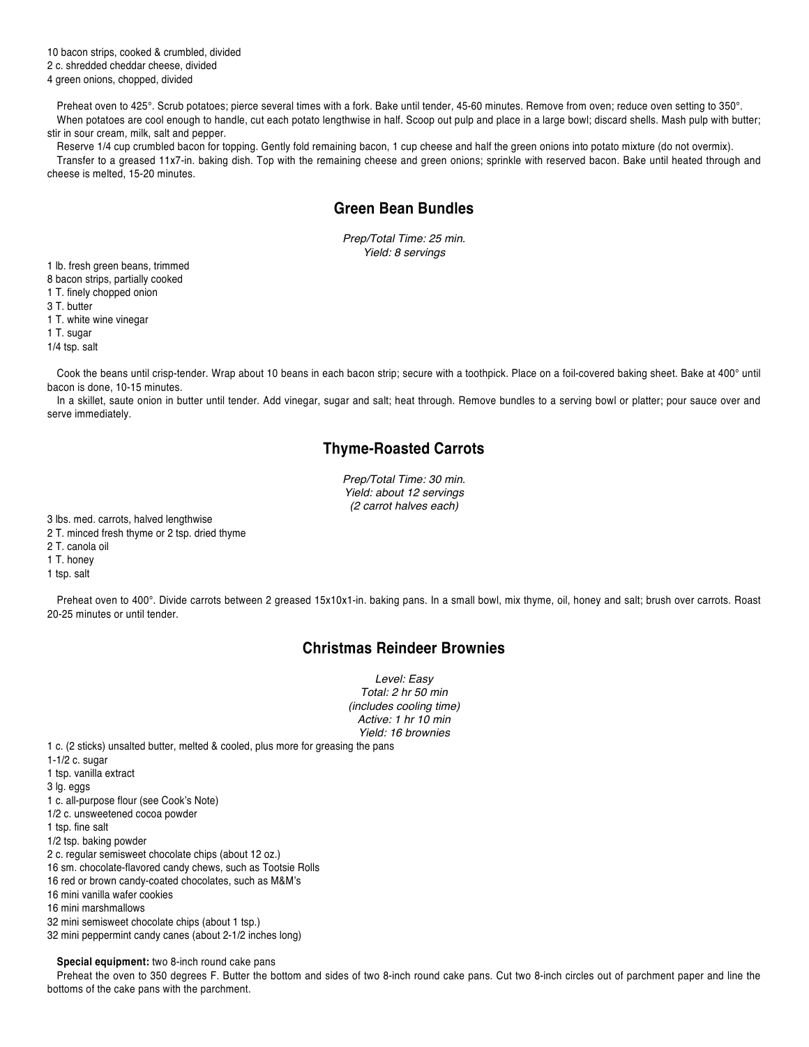10 bacon strips, cooked & crumbled, divided
2 c. shredded cheddar cheese, divided
4 green onions, chopped, divided

Preheat oven to 425°. Scrub potatoes; pierce several times with a fork. Bake until tender, 45-60 minutes. Remove from oven; reduce oven setting to 350°.
When potatoes are cool enough to handle, cut each potato lengthwise in half. Scoop out pulp and place in a large bowl; discard shells. Mash pulp with butter; stir in sour cream, milk, salt and pepper.
Reserve 1/4 cup crumbled bacon for topping. Gently fold remaining bacon, 1 cup cheese and half the green onions into potato mixture (do not overmix).
Transfer to a greased 11x7-in. baking dish. Top with the remaining cheese and green onions; sprinkle with reserved bacon. Bake until heated through and cheese is melted, 15-20 minutes.

## Green Bean Bundles

*Prep/Total Time: 25 min.*
*Yield: 8 servings*

1 lb. fresh green beans, trimmed
8 bacon strips, partially cooked
1 T. finely chopped onion
3 T. butter
1 T. white wine vinegar
1 T. sugar
1/4 tsp. salt

Cook the beans until crisp-tender. Wrap about 10 beans in each bacon strip; secure with a toothpick. Place on a foil-covered baking sheet. Bake at 400° until bacon is done, 10-15 minutes.
In a skillet, saute onion in butter until tender. Add vinegar, sugar and salt; heat through. Remove bundles to a serving bowl or platter; pour sauce over and serve immediately.

## Thyme-Roasted Carrots

*Prep/Total Time: 30 min.*
*Yield: about 12 servings*
*(2 carrot halves each)*

3 lbs. med. carrots, halved lengthwise
2 T. minced fresh thyme or 2 tsp. dried thyme
2 T. canola oil
1 T. honey
1 tsp. salt

Preheat oven to 400°. Divide carrots between 2 greased 15x10x1-in. baking pans. In a small bowl, mix thyme, oil, honey and salt; brush over carrots. Roast 20-25 minutes or until tender.

## Christmas Reindeer Brownies

*Level: Easy*
*Total: 2 hr 50 min*
*(includes cooling time)*
*Active: 1 hr 10 min*
*Yield: 16 brownies*

1 c. (2 sticks) unsalted butter, melted & cooled, plus more for greasing the pans
1-1/2 c. sugar
1 tsp. vanilla extract
3 lg. eggs
1 c. all-purpose flour (see Cook's Note)
1/2 c. unsweetened cocoa powder
1 tsp. fine salt
1/2 tsp. baking powder
2 c. regular semisweet chocolate chips (about 12 oz.)
16 sm. chocolate-flavored candy chews, such as Tootsie Rolls
16 red or brown candy-coated chocolates, such as M&M's
16 mini vanilla wafer cookies
16 mini marshmallows
32 mini semisweet chocolate chips (about 1 tsp.)
32 mini peppermint candy canes (about 2-1/2 inches long)

**Special equipment:** two 8-inch round cake pans
Preheat the oven to 350 degrees F. Butter the bottom and sides of two 8-inch round cake pans. Cut two 8-inch circles out of parchment paper and line the bottoms of the cake pans with the parchment.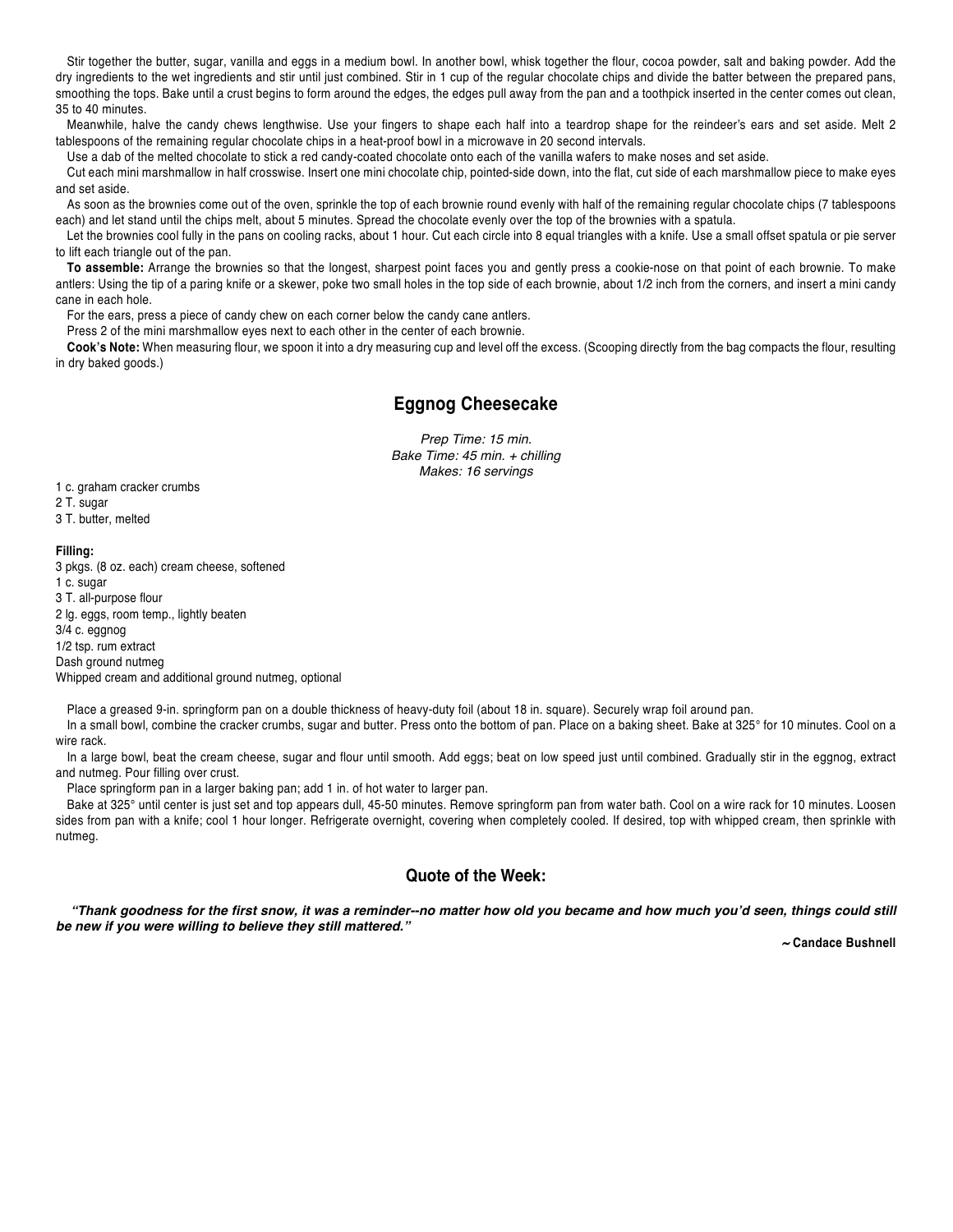Stir together the butter, sugar, vanilla and eggs in a medium bowl. In another bowl, whisk together the flour, cocoa powder, salt and baking powder. Add the dry ingredients to the wet ingredients and stir until just combined. Stir in 1 cup of the regular chocolate chips and divide the batter between the prepared pans, smoothing the tops. Bake until a crust begins to form around the edges, the edges pull away from the pan and a toothpick inserted in the center comes out clean, 35 to 40 minutes.

Meanwhile, halve the candy chews lengthwise. Use your fingers to shape each half into a teardrop shape for the reindeer's ears and set aside. Melt 2 tablespoons of the remaining regular chocolate chips in a heat-proof bowl in a microwave in 20 second intervals.

Use a dab of the melted chocolate to stick a red candy-coated chocolate onto each of the vanilla wafers to make noses and set aside.

Cut each mini marshmallow in half crosswise. Insert one mini chocolate chip, pointed-side down, into the flat, cut side of each marshmallow piece to make eyes and set aside.

As soon as the brownies come out of the oven, sprinkle the top of each brownie round evenly with half of the remaining regular chocolate chips (7 tablespoons each) and let stand until the chips melt, about 5 minutes. Spread the chocolate evenly over the top of the brownies with a spatula.

Let the brownies cool fully in the pans on cooling racks, about 1 hour. Cut each circle into 8 equal triangles with a knife. Use a small offset spatula or pie server to lift each triangle out of the pan.

**To assemble:** Arrange the brownies so that the longest, sharpest point faces you and gently press a cookie-nose on that point of each brownie. To make antlers: Using the tip of a paring knife or a skewer, poke two small holes in the top side of each brownie, about 1/2 inch from the corners, and insert a mini candy cane in each hole.

For the ears, press a piece of candy chew on each corner below the candy cane antlers.

Press 2 of the mini marshmallow eyes next to each other in the center of each brownie.

**Cook's Note:** When measuring flour, we spoon it into a dry measuring cup and level off the excess. (Scooping directly from the bag compacts the flour, resulting in dry baked goods.)

## Eggnog Cheesecake

*Prep Time: 15 min.*
*Bake Time: 45 min. + chilling*
*Makes: 16 servings*

1 c. graham cracker crumbs
2 T. sugar
3 T. butter, melted

**Filling:**
3 pkgs. (8 oz. each) cream cheese, softened
1 c. sugar
3 T. all-purpose flour
2 lg. eggs, room temp., lightly beaten
3/4 c. eggnog
1/2 tsp. rum extract
Dash ground nutmeg
Whipped cream and additional ground nutmeg, optional

Place a greased 9-in. springform pan on a double thickness of heavy-duty foil (about 18 in. square). Securely wrap foil around pan.

In a small bowl, combine the cracker crumbs, sugar and butter. Press onto the bottom of pan. Place on a baking sheet. Bake at 325° for 10 minutes. Cool on a wire rack.

In a large bowl, beat the cream cheese, sugar and flour until smooth. Add eggs; beat on low speed just until combined. Gradually stir in the eggnog, extract and nutmeg. Pour filling over crust.

Place springform pan in a larger baking pan; add 1 in. of hot water to larger pan.

Bake at 325° until center is just set and top appears dull, 45-50 minutes. Remove springform pan from water bath. Cool on a wire rack for 10 minutes. Loosen sides from pan with a knife; cool 1 hour longer. Refrigerate overnight, covering when completely cooled. If desired, top with whipped cream, then sprinkle with nutmeg.

## Quote of the Week:

***"Thank goodness for the first snow, it was a reminder--no matter how old you became and how much you'd seen, things could still be new if you were willing to believe they still mattered."***

**~ Candace Bushnell**